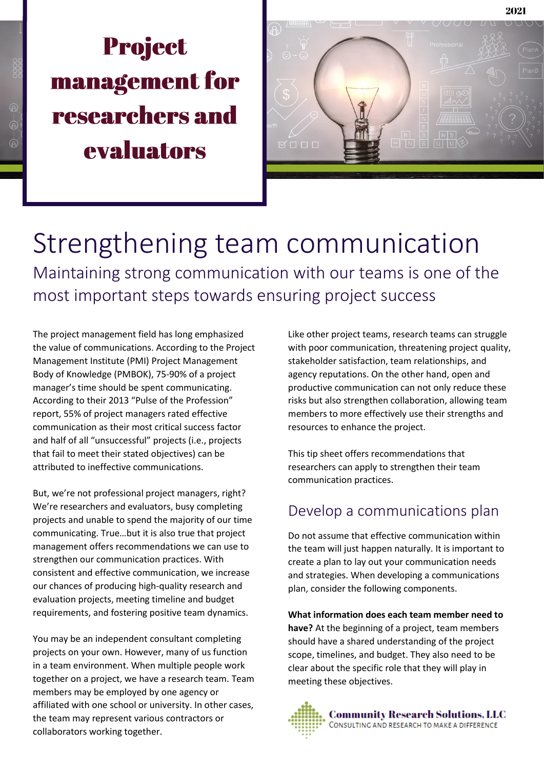# Project management for researchers and evaluators

2021

## Strengthening team communication

### Maintaining strong communication with our teams is one of the most important steps towards ensuring project success

The project management field has long emphasized the value of communications. According to the Project Management Institute (PMI) Project Management Body of Knowledge (PMBOK), 75-90% of a project manager's time should be spent communicating. According to their 2013 "Pulse of the Profession" report, 55% of project managers rated effective communication as their most critical success factor and half of all "unsuccessful" projects (i.e., projects that fail to meet their stated objectives) can be attributed to ineffective communications.

But, we're not professional project managers, right? We're researchers and evaluators, busy completing projects and unable to spend the majority of our time communicating. True…but it is also true that project management offers recommendations we can use to strengthen our communication practices. With consistent and effective communication, we increase our chances of producing high-quality research and evaluation projects, meeting timeline and budget requirements, and fostering positive team dynamics.

You may be an independent consultant completing projects on your own. However, many of us function in a team environment. When multiple people work together on a project, we have a research team. Team members may be employed by one agency or affiliated with one school or university. In other cases, the team may represent various contractors or collaborators working together.

Like other project teams, research teams can struggle with poor communication, threatening project quality, stakeholder satisfaction, team relationships, and agency reputations. On the other hand, open and productive communication can not only reduce these risks but also strengthen collaboration, allowing team members to more effectively use their strengths and resources to enhance the project.

This tip sheet offers recommendations that researchers can apply to strengthen their team communication practices.

## Develop a communications plan

Do not assume that effective communication within the team will just happen naturally. It is important to create a plan to lay out your communication needs and strategies. When developing a communications plan, consider the following components.

**What information does each team member need to have?** At the beginning of a project, team members should have a shared understanding of the project scope, timelines, and budget. They also need to be clear about the specific role that they will play in meeting these objectives.

Community Research Solutions, LLC
CONSULTING AND RESEARCH TO MAKE A DIFFERENCE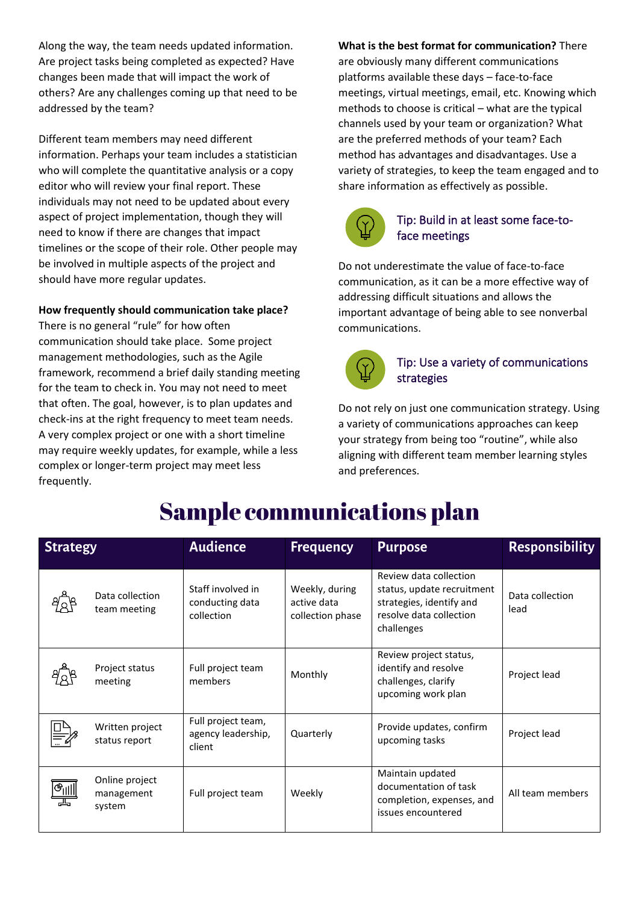Along the way, the team needs updated information. Are project tasks being completed as expected? Have changes been made that will impact the work of others? Are any challenges coming up that need to be addressed by the team?

Different team members may need different information. Perhaps your team includes a statistician who will complete the quantitative analysis or a copy editor who will review your final report. These individuals may not need to be updated about every aspect of project implementation, though they will need to know if there are changes that impact timelines or the scope of their role. Other people may be involved in multiple aspects of the project and should have more regular updates.

**How frequently should communication take place?** There is no general "rule" for how often communication should take place. Some project management methodologies, such as the Agile framework, recommend a brief daily standing meeting for the team to check in. You may not need to meet that often. The goal, however, is to plan updates and check-ins at the right frequency to meet team needs. A very complex project or one with a short timeline may require weekly updates, for example, while a less complex or longer-term project may meet less frequently.

**What is the best format for communication?** There are obviously many different communications platforms available these days – face-to-face meetings, virtual meetings, email, etc. Knowing which methods to choose is critical – what are the typical channels used by your team or organization? What are the preferred methods of your team? Each method has advantages and disadvantages. Use a variety of strategies, to keep the team engaged and to share information as effectively as possible.

### Tip: Build in at least some face-to-face meetings

Do not underestimate the value of face-to-face communication, as it can be a more effective way of addressing difficult situations and allows the important advantage of being able to see nonverbal communications.

### Tip: Use a variety of communications strategies

Do not rely on just one communication strategy. Using a variety of communications approaches can keep your strategy from being too "routine", while also aligning with different team member learning styles and preferences.

# Sample communications plan

| Strategy | Audience | Frequency | Purpose | Responsibility |
|---|---|---|---|---|
| Data collection team meeting | Staff involved in conducting data collection | Weekly, during active data collection phase | Review data collection status, update recruitment strategies, identify and resolve data collection challenges | Data collection lead |
| Project status meeting | Full project team members | Monthly | Review project status, identify and resolve challenges, clarify upcoming work plan | Project lead |
| Written project status report | Full project team, agency leadership, client | Quarterly | Provide updates, confirm upcoming tasks | Project lead |
| Online project management system | Full project team | Weekly | Maintain updated documentation of task completion, expenses, and issues encountered | All team members |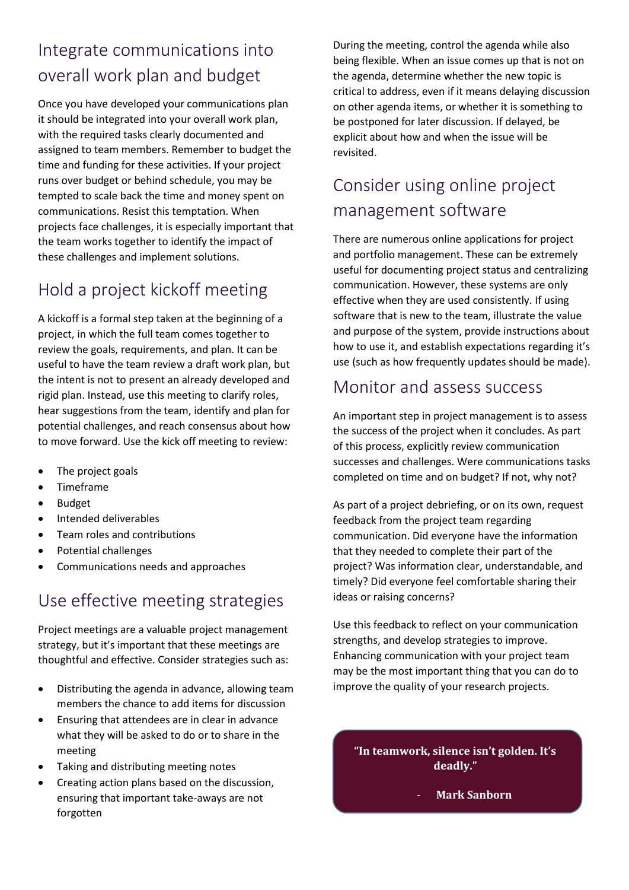## Integrate communications into overall work plan and budget

Once you have developed your communications plan it should be integrated into your overall work plan, with the required tasks clearly documented and assigned to team members. Remember to budget the time and funding for these activities. If your project runs over budget or behind schedule, you may be tempted to scale back the time and money spent on communications. Resist this temptation. When projects face challenges, it is especially important that the team works together to identify the impact of these challenges and implement solutions.

## Hold a project kickoff meeting

A kickoff is a formal step taken at the beginning of a project, in which the full team comes together to review the goals, requirements, and plan. It can be useful to have the team review a draft work plan, but the intent is not to present an already developed and rigid plan. Instead, use this meeting to clarify roles, hear suggestions from the team, identify and plan for potential challenges, and reach consensus about how to move forward. Use the kick off meeting to review:

- The project goals
- Timeframe
- Budget
- Intended deliverables
- Team roles and contributions
- Potential challenges
- Communications needs and approaches

## Use effective meeting strategies

Project meetings are a valuable project management strategy, but it's important that these meetings are thoughtful and effective. Consider strategies such as:

- Distributing the agenda in advance, allowing team members the chance to add items for discussion
- Ensuring that attendees are in clear in advance what they will be asked to do or to share in the meeting
- Taking and distributing meeting notes
- Creating action plans based on the discussion, ensuring that important take-aways are not forgotten

During the meeting, control the agenda while also being flexible. When an issue comes up that is not on the agenda, determine whether the new topic is critical to address, even if it means delaying discussion on other agenda items, or whether it is something to be postponed for later discussion. If delayed, be explicit about how and when the issue will be revisited.

## Consider using online project management software

There are numerous online applications for project and portfolio management. These can be extremely useful for documenting project status and centralizing communication. However, these systems are only effective when they are used consistently. If using software that is new to the team, illustrate the value and purpose of the system, provide instructions about how to use it, and establish expectations regarding it's use (such as how frequently updates should be made).

## Monitor and assess success

An important step in project management is to assess the success of the project when it concludes. As part of this process, explicitly review communication successes and challenges. Were communications tasks completed on time and on budget? If not, why not?

As part of a project debriefing, or on its own, request feedback from the project team regarding communication. Did everyone have the information that they needed to complete their part of the project? Was information clear, understandable, and timely? Did everyone feel comfortable sharing their ideas or raising concerns?

Use this feedback to reflect on your communication strengths, and develop strategies to improve. Enhancing communication with your project team may be the most important thing that you can do to improve the quality of your research projects.

> **"In teamwork, silence isn't golden. It's deadly."**
>
> \- **Mark Sanborn**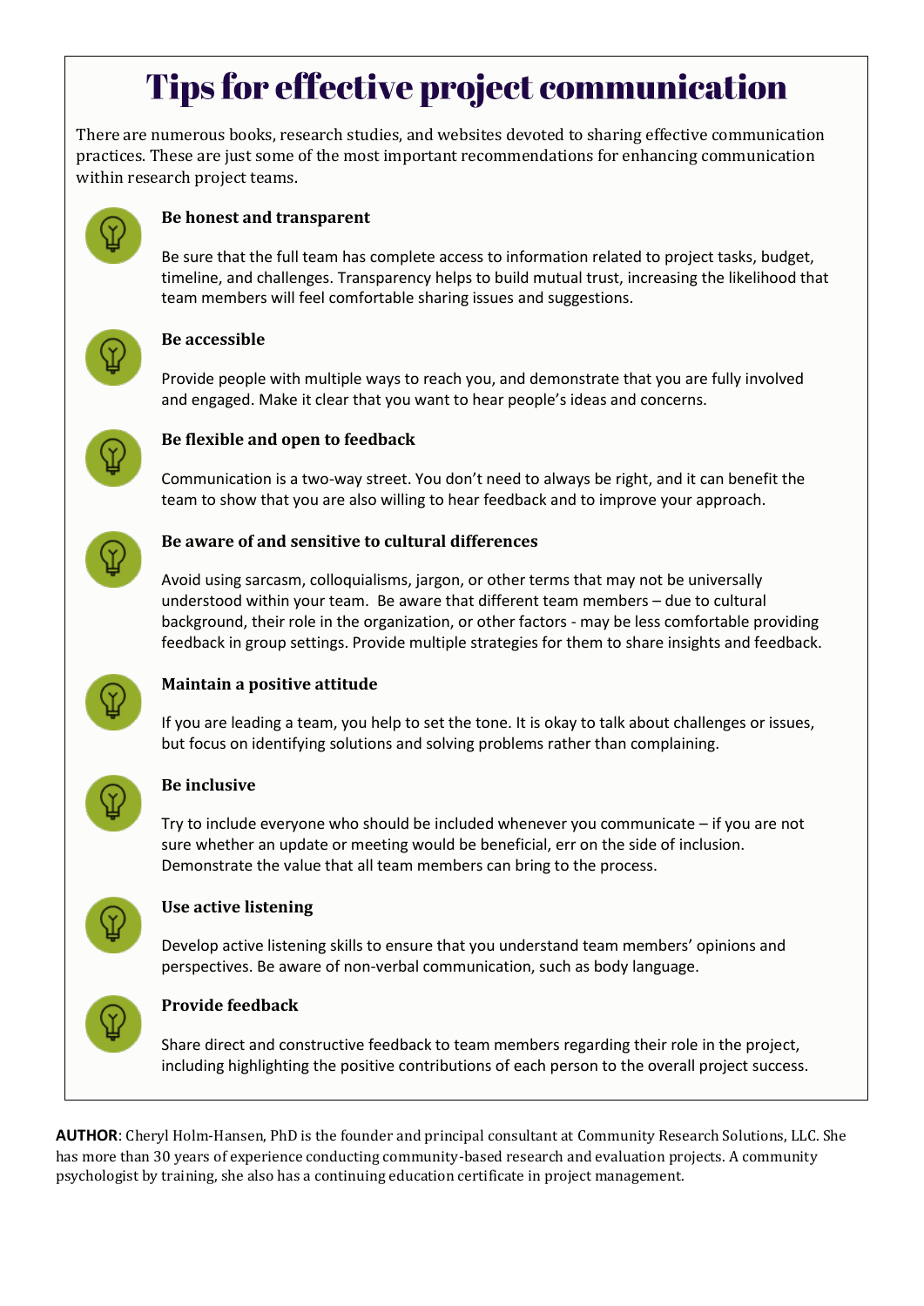# Tips for effective project communication

There are numerous books, research studies, and websites devoted to sharing effective communication practices. These are just some of the most important recommendations for enhancing communication within research project teams.

### Be honest and transparent

Be sure that the full team has complete access to information related to project tasks, budget, timeline, and challenges. Transparency helps to build mutual trust, increasing the likelihood that team members will feel comfortable sharing issues and suggestions.

### Be accessible

Provide people with multiple ways to reach you, and demonstrate that you are fully involved and engaged. Make it clear that you want to hear people's ideas and concerns.

### Be flexible and open to feedback

Communication is a two-way street. You don't need to always be right, and it can benefit the team to show that you are also willing to hear feedback and to improve your approach.

### Be aware of and sensitive to cultural differences

Avoid using sarcasm, colloquialisms, jargon, or other terms that may not be universally understood within your team. Be aware that different team members – due to cultural background, their role in the organization, or other factors - may be less comfortable providing feedback in group settings. Provide multiple strategies for them to share insights and feedback.

### Maintain a positive attitude

If you are leading a team, you help to set the tone. It is okay to talk about challenges or issues, but focus on identifying solutions and solving problems rather than complaining.

### Be inclusive

Try to include everyone who should be included whenever you communicate – if you are not sure whether an update or meeting would be beneficial, err on the side of inclusion. Demonstrate the value that all team members can bring to the process.

### Use active listening

Develop active listening skills to ensure that you understand team members' opinions and perspectives. Be aware of non-verbal communication, such as body language.

### Provide feedback

Share direct and constructive feedback to team members regarding their role in the project, including highlighting the positive contributions of each person to the overall project success.

**AUTHOR**: Cheryl Holm-Hansen, PhD is the founder and principal consultant at Community Research Solutions, LLC. She has more than 30 years of experience conducting community-based research and evaluation projects. A community psychologist by training, she also has a continuing education certificate in project management.